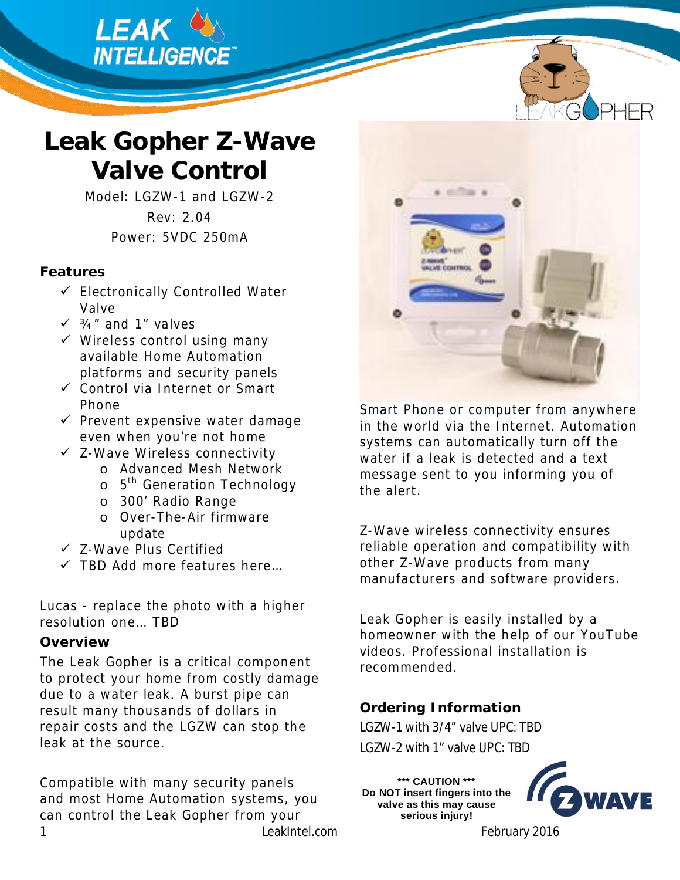# Leak Gopher Z-Wave Valve Control

Model: LGZW-1 and LGZW-2

Rev: 2.04

Power: 5VDC 250mA

### Features

- ✓ Electronically Controlled Water Valve
- ✓ ¾" and 1" valves
- ✓ Wireless control using many available Home Automation platforms and security panels
- ✓ Control via Internet or Smart Phone
- ✓ Prevent expensive water damage even when you're not home
- ✓ Z-Wave Wireless connectivity
  - o Advanced Mesh Network
  - o 5th Generation Technology
  - o 300' Radio Range
  - o Over-The-Air firmware update
- ✓ Z-Wave Plus Certified
- ✓ TBD Add more features here…

Lucas - replace the photo with a higher resolution one… TBD

### Overview

The Leak Gopher is a critical component to protect your home from costly damage due to a water leak. A burst pipe can result many thousands of dollars in repair costs and the LGZW can stop the leak at the source.

Compatible with many security panels and most Home Automation systems, you can control the Leak Gopher from your Smart Phone or computer from anywhere in the world via the Internet. Automation systems can automatically turn off the water if a leak is detected and a text message sent to you informing you of the alert.

Z-Wave wireless connectivity ensures reliable operation and compatibility with other Z-Wave products from many manufacturers and software providers.

Leak Gopher is easily installed by a homeowner with the help of our YouTube videos. Professional installation is recommended.

### Ordering Information

LGZW-1 with 3/4" valve UPC: TBD

LGZW-2 with 1" valve UPC: TBD

**\*\*\* CAUTION \*\*\***
**Do NOT insert fingers into the valve as this may cause serious injury!**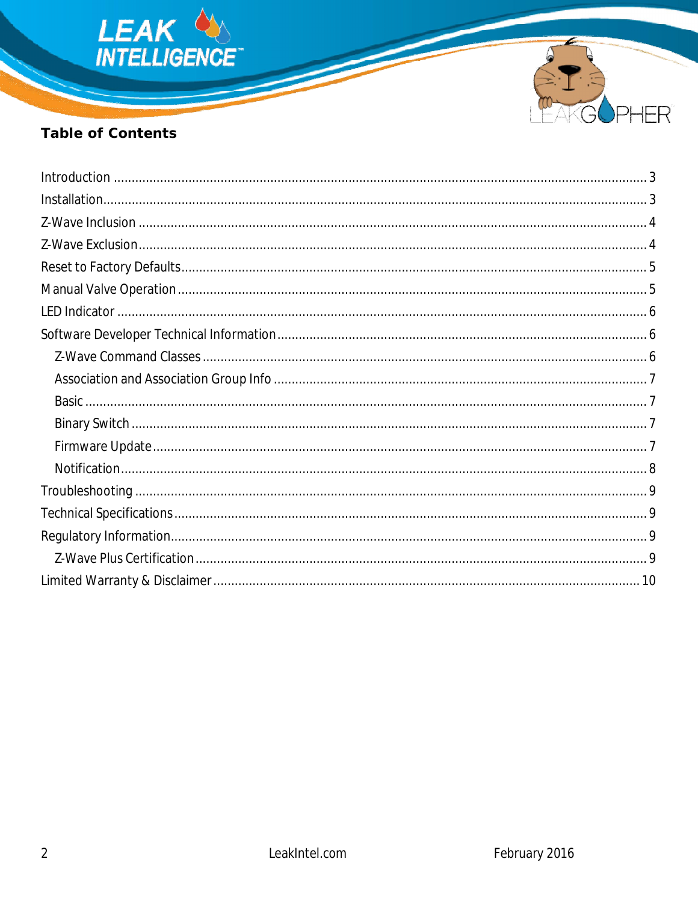## Table of Contents

- Introduction ........................................................ 3
- Installation ........................................................ 3
- Z-Wave Inclusion ........................................................ 4
- Z-Wave Exclusion ........................................................ 4
- Reset to Factory Defaults ........................................................ 5
- Manual Valve Operation ........................................................ 5
- LED Indicator ........................................................ 6
- Software Developer Technical Information ........................................................ 6
  - Z-Wave Command Classes ........................................................ 6
  - Association and Association Group Info ........................................................ 7
  - Basic ........................................................ 7
  - Binary Switch ........................................................ 7
  - Firmware Update ........................................................ 7
  - Notification ........................................................ 8
- Troubleshooting ........................................................ 9
- Technical Specifications ........................................................ 9
- Regulatory Information ........................................................ 9
  - Z-Wave Plus Certification ........................................................ 9
- Limited Warranty & Disclaimer ........................................................ 10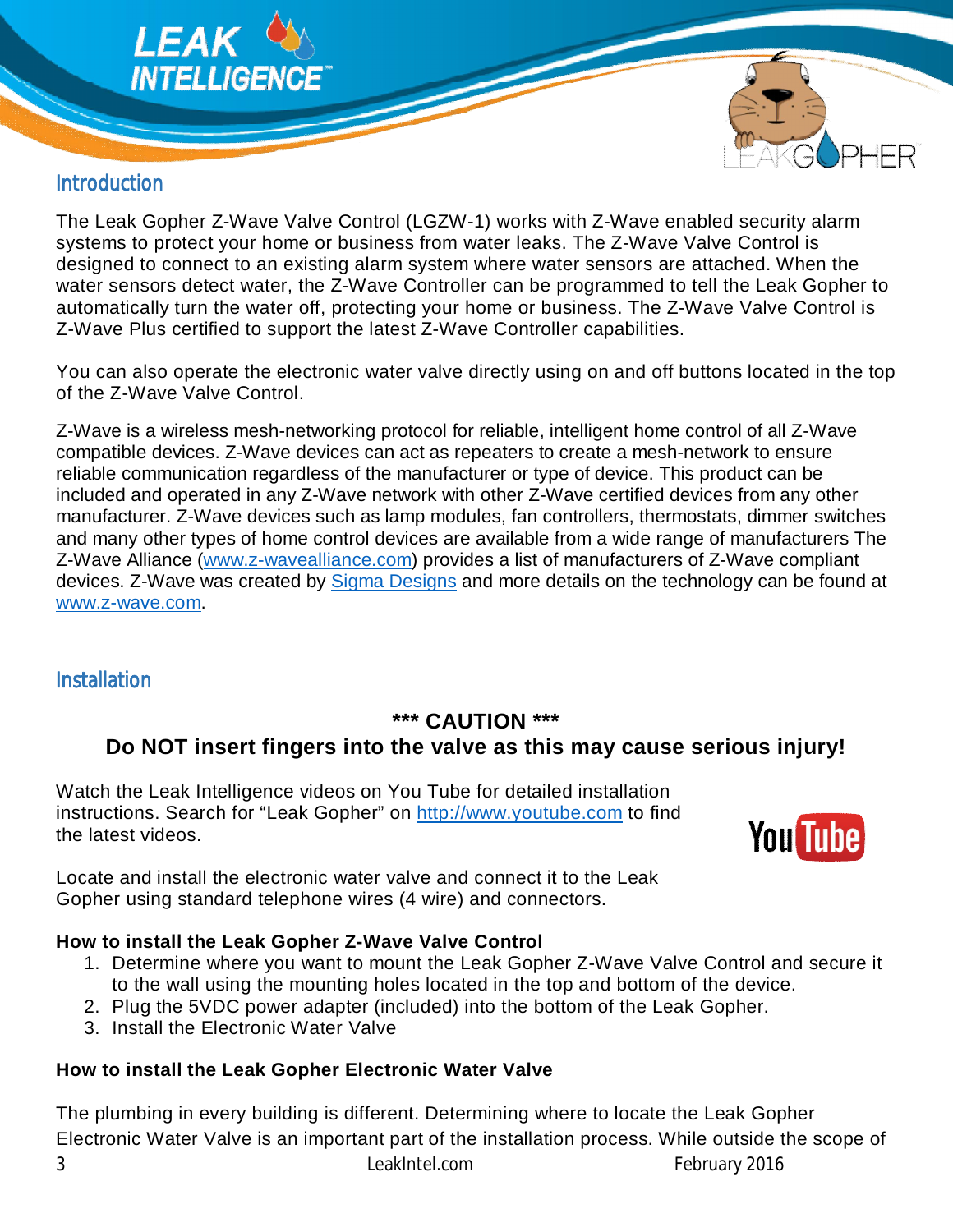## Introduction

The Leak Gopher Z-Wave Valve Control (LGZW-1) works with Z-Wave enabled security alarm systems to protect your home or business from water leaks. The Z-Wave Valve Control is designed to connect to an existing alarm system where water sensors are attached. When the water sensors detect water, the Z-Wave Controller can be programmed to tell the Leak Gopher to automatically turn the water off, protecting your home or business. The Z-Wave Valve Control is Z-Wave Plus certified to support the latest Z-Wave Controller capabilities.

You can also operate the electronic water valve directly using on and off buttons located in the top of the Z-Wave Valve Control.

Z-Wave is a wireless mesh-networking protocol for reliable, intelligent home control of all Z-Wave compatible devices. Z-Wave devices can act as repeaters to create a mesh-network to ensure reliable communication regardless of the manufacturer or type of device. This product can be included and operated in any Z-Wave network with other Z-Wave certified devices from any other manufacturer. Z-Wave devices such as lamp modules, fan controllers, thermostats, dimmer switches and many other types of home control devices are available from a wide range of manufacturers The Z-Wave Alliance (www.z-wavealliance.com) provides a list of manufacturers of Z-Wave compliant devices. Z-Wave was created by Sigma Designs and more details on the technology can be found at www.z-wave.com.

## Installation

**\*\*\* CAUTION \*\*\***

**Do NOT insert fingers into the valve as this may cause serious injury!**

Watch the Leak Intelligence videos on You Tube for detailed installation instructions. Search for "Leak Gopher" on http://www.youtube.com to find the latest videos.

Locate and install the electronic water valve and connect it to the Leak Gopher using standard telephone wires (4 wire) and connectors.

**How to install the Leak Gopher Z-Wave Valve Control**

1. Determine where you want to mount the Leak Gopher Z-Wave Valve Control and secure it to the wall using the mounting holes located in the top and bottom of the device.
2. Plug the 5VDC power adapter (included) into the bottom of the Leak Gopher.
3. Install the Electronic Water Valve

**How to install the Leak Gopher Electronic Water Valve**

The plumbing in every building is different. Determining where to locate the Leak Gopher Electronic Water Valve is an important part of the installation process. While outside the scope of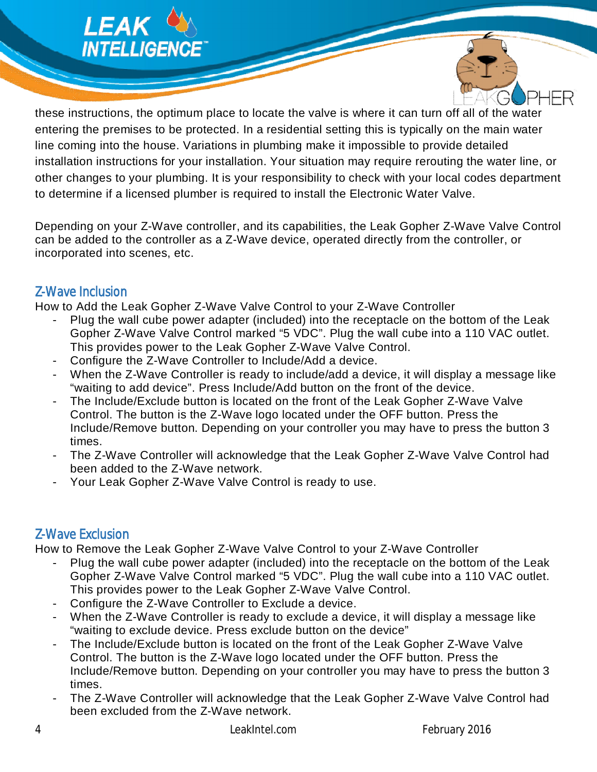these instructions, the optimum place to locate the valve is where it can turn off all of the water entering the premises to be protected. In a residential setting this is typically on the main water line coming into the house. Variations in plumbing make it impossible to provide detailed installation instructions for your installation. Your situation may require rerouting the water line, or other changes to your plumbing. It is your responsibility to check with your local codes department to determine if a licensed plumber is required to install the Electronic Water Valve.

Depending on your Z-Wave controller, and its capabilities, the Leak Gopher Z-Wave Valve Control can be added to the controller as a Z-Wave device, operated directly from the controller, or incorporated into scenes, etc.

## Z-Wave Inclusion

How to Add the Leak Gopher Z-Wave Valve Control to your Z-Wave Controller

- Plug the wall cube power adapter (included) into the receptacle on the bottom of the Leak Gopher Z-Wave Valve Control marked "5 VDC". Plug the wall cube into a 110 VAC outlet. This provides power to the Leak Gopher Z-Wave Valve Control.
- Configure the Z-Wave Controller to Include/Add a device.
- When the Z-Wave Controller is ready to include/add a device, it will display a message like "waiting to add device". Press Include/Add button on the front of the device.
- The Include/Exclude button is located on the front of the Leak Gopher Z-Wave Valve Control. The button is the Z-Wave logo located under the OFF button. Press the Include/Remove button. Depending on your controller you may have to press the button 3 times.
- The Z-Wave Controller will acknowledge that the Leak Gopher Z-Wave Valve Control had been added to the Z-Wave network.
- Your Leak Gopher Z-Wave Valve Control is ready to use.

## Z-Wave Exclusion

How to Remove the Leak Gopher Z-Wave Valve Control to your Z-Wave Controller

- Plug the wall cube power adapter (included) into the receptacle on the bottom of the Leak Gopher Z-Wave Valve Control marked "5 VDC". Plug the wall cube into a 110 VAC outlet. This provides power to the Leak Gopher Z-Wave Valve Control.
- Configure the Z-Wave Controller to Exclude a device.
- When the Z-Wave Controller is ready to exclude a device, it will display a message like "waiting to exclude device. Press exclude button on the device"
- The Include/Exclude button is located on the front of the Leak Gopher Z-Wave Valve Control. The button is the Z-Wave logo located under the OFF button. Press the Include/Remove button. Depending on your controller you may have to press the button 3 times.
- The Z-Wave Controller will acknowledge that the Leak Gopher Z-Wave Valve Control had been excluded from the Z-Wave network.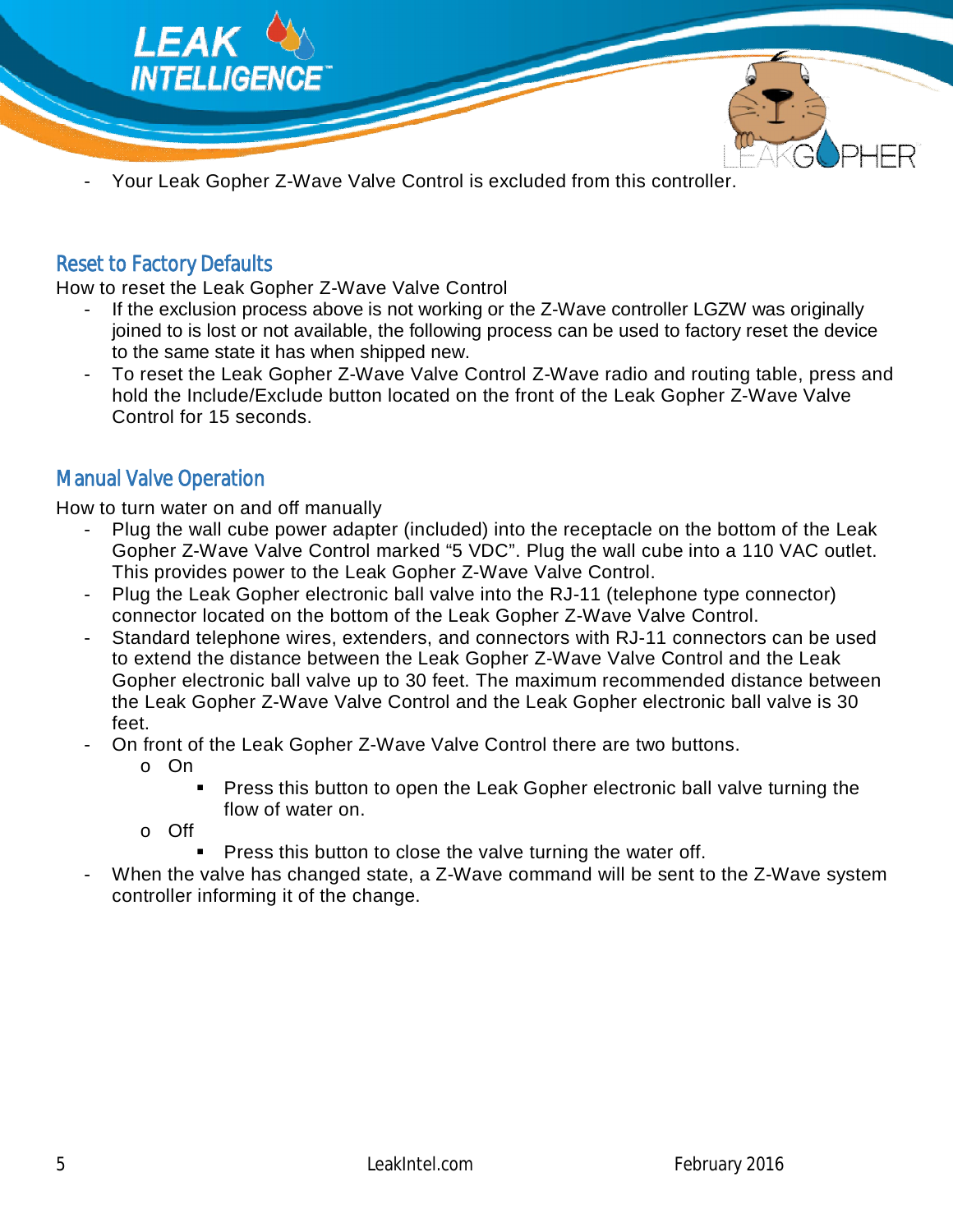- Your Leak Gopher Z-Wave Valve Control is excluded from this controller.

## Reset to Factory Defaults

How to reset the Leak Gopher Z-Wave Valve Control

- If the exclusion process above is not working or the Z-Wave controller LGZW was originally joined to is lost or not available, the following process can be used to factory reset the device to the same state it has when shipped new.
- To reset the Leak Gopher Z-Wave Valve Control Z-Wave radio and routing table, press and hold the Include/Exclude button located on the front of the Leak Gopher Z-Wave Valve Control for 15 seconds.

## Manual Valve Operation

How to turn water on and off manually

- Plug the wall cube power adapter (included) into the receptacle on the bottom of the Leak Gopher Z-Wave Valve Control marked "5 VDC". Plug the wall cube into a 110 VAC outlet. This provides power to the Leak Gopher Z-Wave Valve Control.
- Plug the Leak Gopher electronic ball valve into the RJ-11 (telephone type connector) connector located on the bottom of the Leak Gopher Z-Wave Valve Control.
- Standard telephone wires, extenders, and connectors with RJ-11 connectors can be used to extend the distance between the Leak Gopher Z-Wave Valve Control and the Leak Gopher electronic ball valve up to 30 feet. The maximum recommended distance between the Leak Gopher Z-Wave Valve Control and the Leak Gopher electronic ball valve is 30 feet.
- On front of the Leak Gopher Z-Wave Valve Control there are two buttons.
  - On
    - Press this button to open the Leak Gopher electronic ball valve turning the flow of water on.
  - Off
    - Press this button to close the valve turning the water off.
- When the valve has changed state, a Z-Wave command will be sent to the Z-Wave system controller informing it of the change.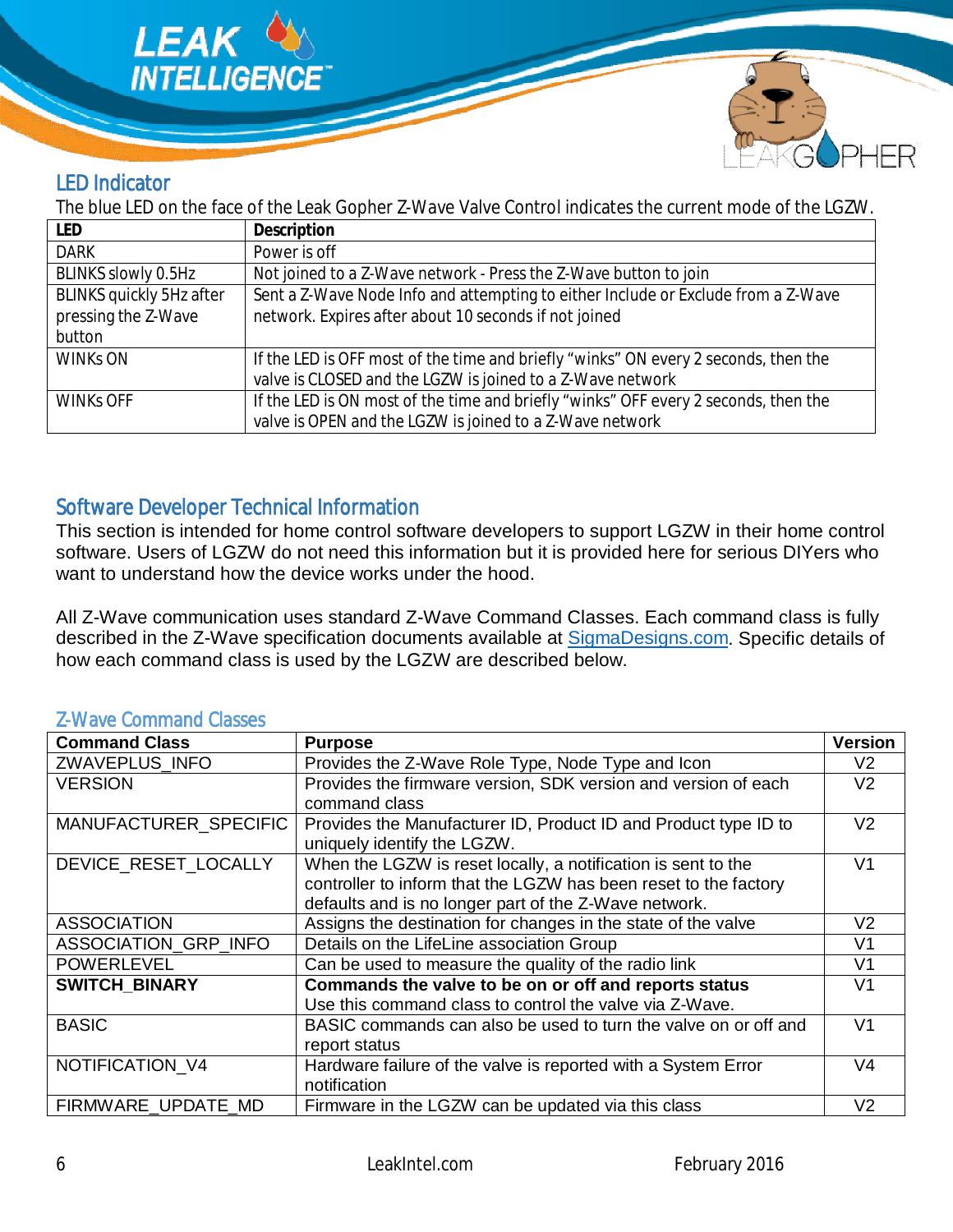## LED Indicator

The blue LED on the face of the Leak Gopher Z-Wave Valve Control indicates the current mode of the LGZW.

| LED | Description |
|---|---|
| DARK | Power is off |
| BLINKS slowly 0.5Hz | Not joined to a Z-Wave network - Press the Z-Wave button to join |
| BLINKS quickly 5Hz after pressing the Z-Wave button | Sent a Z-Wave Node Info and attempting to either Include or Exclude from a Z-Wave network. Expires after about 10 seconds if not joined |
| WINKs ON | If the LED is OFF most of the time and briefly "winks" ON every 2 seconds, then the valve is CLOSED and the LGZW is joined to a Z-Wave network |
| WINKs OFF | If the LED is ON most of the time and briefly "winks" OFF every 2 seconds, then the valve is OPEN and the LGZW is joined to a Z-Wave network |

## Software Developer Technical Information

This section is intended for home control software developers to support LGZW in their home control software. Users of LGZW do not need this information but it is provided here for serious DIYers who want to understand how the device works under the hood.

All Z-Wave communication uses standard Z-Wave Command Classes. Each command class is fully described in the Z-Wave specification documents available at [SigmaDesigns.com](SigmaDesigns.com). Specific details of how each command class is used by the LGZW are described below.

### Z-Wave Command Classes

| Command Class | Purpose | Version |
|---|---|---|
| ZWAVEPLUS_INFO | Provides the Z-Wave Role Type, Node Type and Icon | V2 |
| VERSION | Provides the firmware version, SDK version and version of each command class | V2 |
| MANUFACTURER_SPECIFIC | Provides the Manufacturer ID, Product ID and Product type ID to uniquely identify the LGZW. | V2 |
| DEVICE_RESET_LOCALLY | When the LGZW is reset locally, a notification is sent to the controller to inform that the LGZW has been reset to the factory defaults and is no longer part of the Z-Wave network. | V1 |
| ASSOCIATION | Assigns the destination for changes in the state of the valve | V2 |
| ASSOCIATION_GRP_INFO | Details on the LifeLine association Group | V1 |
| POWERLEVEL | Can be used to measure the quality of the radio link | V1 |
| **SWITCH_BINARY** | **Commands the valve to be on or off and reports status** Use this command class to control the valve via Z-Wave. | V1 |
| BASIC | BASIC commands can also be used to turn the valve on or off and report status | V1 |
| NOTIFICATION_V4 | Hardware failure of the valve is reported with a System Error notification | V4 |
| FIRMWARE_UPDATE_MD | Firmware in the LGZW can be updated via this class | V2 |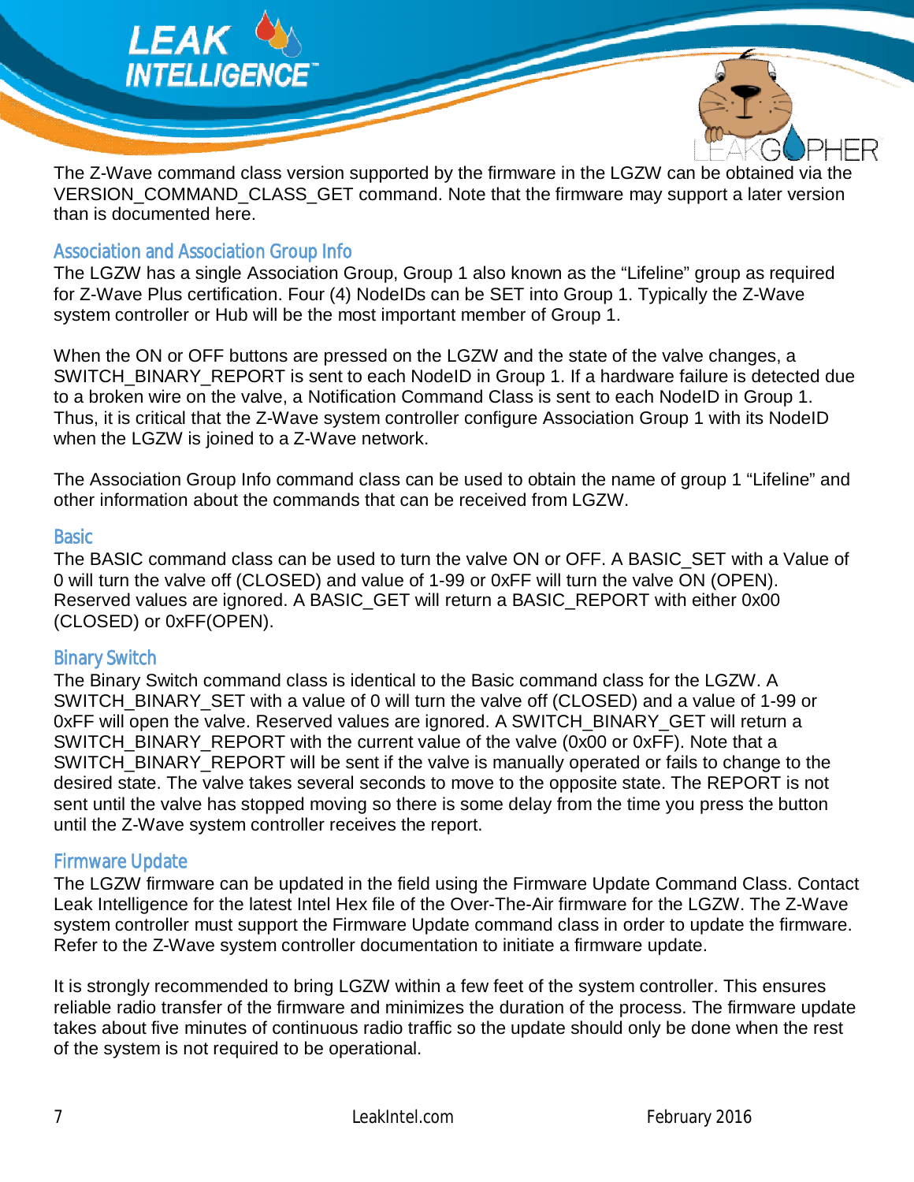The Z-Wave command class version supported by the firmware in the LGZW can be obtained via the VERSION_COMMAND_CLASS_GET command. Note that the firmware may support a later version than is documented here.

## Association and Association Group Info

The LGZW has a single Association Group, Group 1 also known as the "Lifeline" group as required for Z-Wave Plus certification. Four (4) NodeIDs can be SET into Group 1. Typically the Z-Wave system controller or Hub will be the most important member of Group 1.

When the ON or OFF buttons are pressed on the LGZW and the state of the valve changes, a SWITCH_BINARY_REPORT is sent to each NodeID in Group 1. If a hardware failure is detected due to a broken wire on the valve, a Notification Command Class is sent to each NodeID in Group 1. Thus, it is critical that the Z-Wave system controller configure Association Group 1 with its NodeID when the LGZW is joined to a Z-Wave network.

The Association Group Info command class can be used to obtain the name of group 1 "Lifeline" and other information about the commands that can be received from LGZW.

## Basic

The BASIC command class can be used to turn the valve ON or OFF. A BASIC_SET with a Value of 0 will turn the valve off (CLOSED) and value of 1-99 or 0xFF will turn the valve ON (OPEN). Reserved values are ignored. A BASIC_GET will return a BASIC_REPORT with either 0x00 (CLOSED) or 0xFF(OPEN).

## Binary Switch

The Binary Switch command class is identical to the Basic command class for the LGZW. A SWITCH_BINARY_SET with a value of 0 will turn the valve off (CLOSED) and a value of 1-99 or 0xFF will open the valve. Reserved values are ignored. A SWITCH_BINARY_GET will return a SWITCH_BINARY_REPORT with the current value of the valve (0x00 or 0xFF). Note that a SWITCH_BINARY_REPORT will be sent if the valve is manually operated or fails to change to the desired state. The valve takes several seconds to move to the opposite state. The REPORT is not sent until the valve has stopped moving so there is some delay from the time you press the button until the Z-Wave system controller receives the report.

## Firmware Update

The LGZW firmware can be updated in the field using the Firmware Update Command Class. Contact Leak Intelligence for the latest Intel Hex file of the Over-The-Air firmware for the LGZW. The Z-Wave system controller must support the Firmware Update command class in order to update the firmware. Refer to the Z-Wave system controller documentation to initiate a firmware update.

It is strongly recommended to bring LGZW within a few feet of the system controller. This ensures reliable radio transfer of the firmware and minimizes the duration of the process. The firmware update takes about five minutes of continuous radio traffic so the update should only be done when the rest of the system is not required to be operational.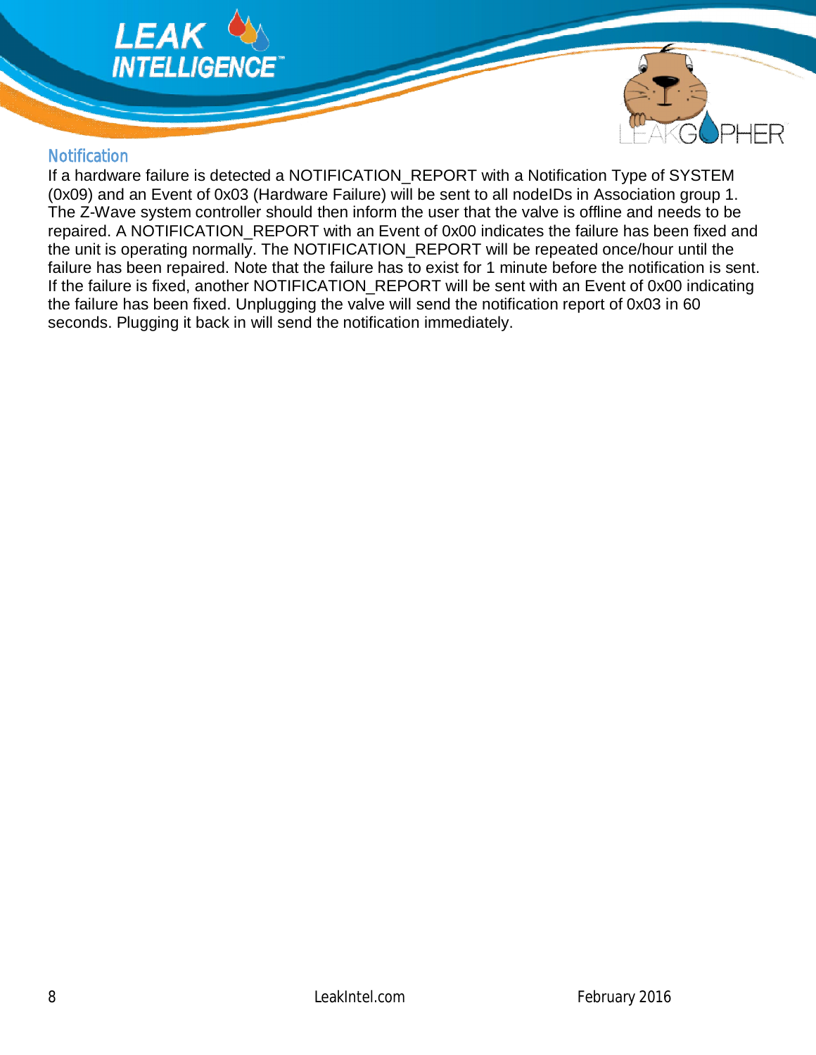## Notification

If a hardware failure is detected a NOTIFICATION_REPORT with a Notification Type of SYSTEM (0x09) and an Event of 0x03 (Hardware Failure) will be sent to all nodeIDs in Association group 1. The Z-Wave system controller should then inform the user that the valve is offline and needs to be repaired. A NOTIFICATION_REPORT with an Event of 0x00 indicates the failure has been fixed and the unit is operating normally. The NOTIFICATION_REPORT will be repeated once/hour until the failure has been repaired. Note that the failure has to exist for 1 minute before the notification is sent. If the failure is fixed, another NOTIFICATION_REPORT will be sent with an Event of 0x00 indicating the failure has been fixed. Unplugging the valve will send the notification report of 0x03 in 60 seconds. Plugging it back in will send the notification immediately.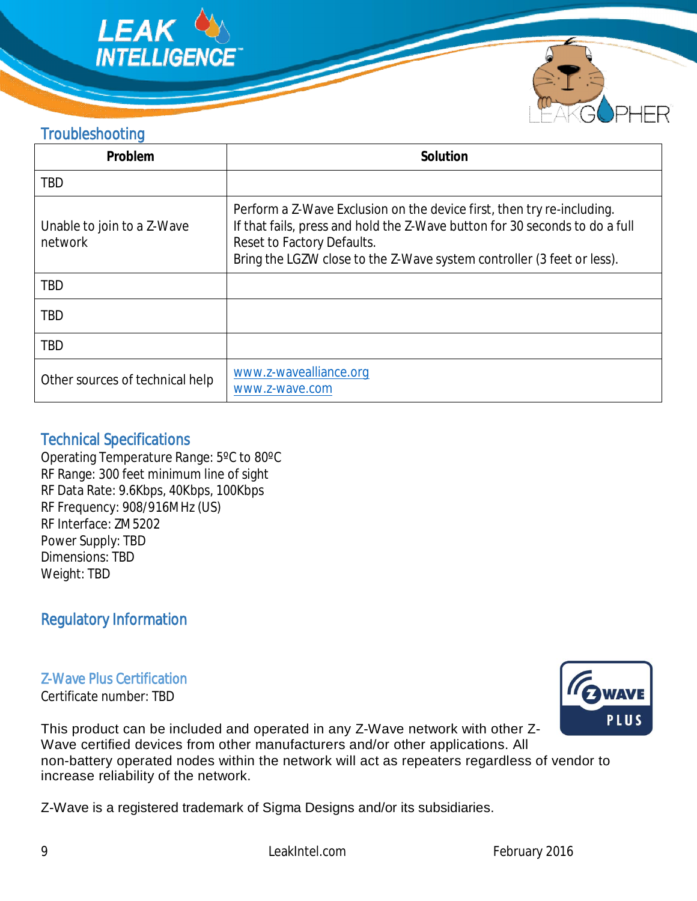## Troubleshooting

| Problem | Solution |
|---|---|
| TBD | |
| Unable to join to a Z-Wave network | Perform a Z-Wave Exclusion on the device first, then try re-including. If that fails, press and hold the Z-Wave button for 30 seconds to do a full Reset to Factory Defaults. Bring the LGZW close to the Z-Wave system controller (3 feet or less). |
| TBD | |
| TBD | |
| TBD | |
| Other sources of technical help | www.z-wavealliance.org<br>www.z-wave.com |

## Technical Specifications

Operating Temperature Range: 5ºC to 80ºC
RF Range: 300 feet minimum line of sight
RF Data Rate: 9.6Kbps, 40Kbps, 100Kbps
RF Frequency: 908/916MHz (US)
RF Interface: ZM5202
Power Supply: TBD
Dimensions: TBD
Weight: TBD

## Regulatory Information

### Z-Wave Plus Certification

Certificate number: TBD

This product can be included and operated in any Z-Wave network with other Z-Wave certified devices from other manufacturers and/or other applications. All non-battery operated nodes within the network will act as repeaters regardless of vendor to increase reliability of the network.

Z-Wave is a registered trademark of Sigma Designs and/or its subsidiaries.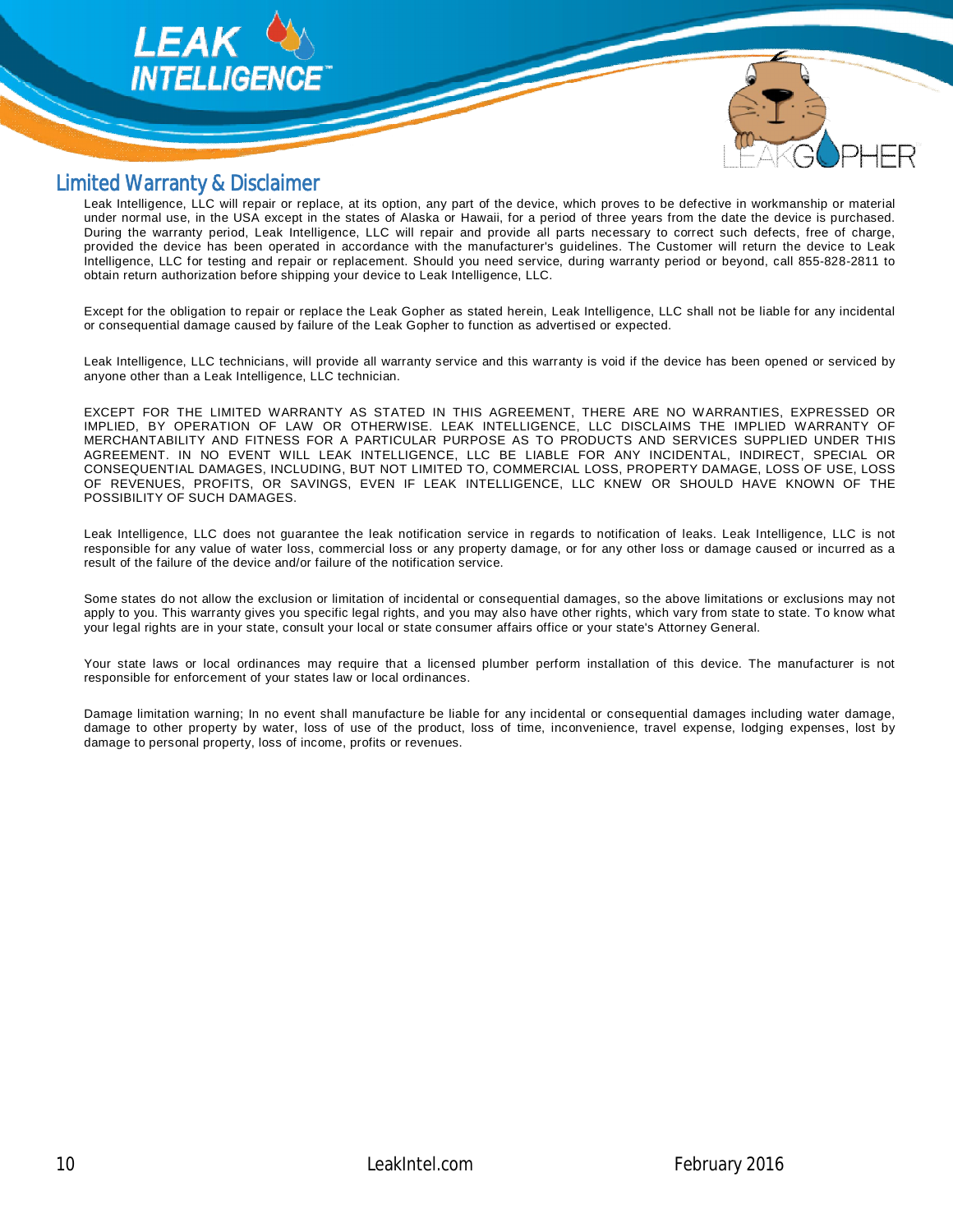## Limited Warranty & Disclaimer

Leak Intelligence, LLC will repair or replace, at its option, any part of the device, which proves to be defective in workmanship or material under normal use, in the USA except in the states of Alaska or Hawaii, for a period of three years from the date the device is purchased. During the warranty period, Leak Intelligence, LLC will repair and provide all parts necessary to correct such defects, free of charge, provided the device has been operated in accordance with the manufacturer's guidelines. The Customer will return the device to Leak Intelligence, LLC for testing and repair or replacement. Should you need service, during warranty period or beyond, call 855-828-2811 to obtain return authorization before shipping your device to Leak Intelligence, LLC.

Except for the obligation to repair or replace the Leak Gopher as stated herein, Leak Intelligence, LLC shall not be liable for any incidental or consequential damage caused by failure of the Leak Gopher to function as advertised or expected.

Leak Intelligence, LLC technicians, will provide all warranty service and this warranty is void if the device has been opened or serviced by anyone other than a Leak Intelligence, LLC technician.

EXCEPT FOR THE LIMITED WARRANTY AS STATED IN THIS AGREEMENT, THERE ARE NO WARRANTIES, EXPRESSED OR IMPLIED, BY OPERATION OF LAW OR OTHERWISE. LEAK INTELLIGENCE, LLC DISCLAIMS THE IMPLIED WARRANTY OF MERCHANTABILITY AND FITNESS FOR A PARTICULAR PURPOSE AS TO PRODUCTS AND SERVICES SUPPLIED UNDER THIS AGREEMENT. IN NO EVENT WILL LEAK INTELLIGENCE, LLC BE LIABLE FOR ANY INCIDENTAL, INDIRECT, SPECIAL OR CONSEQUENTIAL DAMAGES, INCLUDING, BUT NOT LIMITED TO, COMMERCIAL LOSS, PROPERTY DAMAGE, LOSS OF USE, LOSS OF REVENUES, PROFITS, OR SAVINGS, EVEN IF LEAK INTELLIGENCE, LLC KNEW OR SHOULD HAVE KNOWN OF THE POSSIBILITY OF SUCH DAMAGES.

Leak Intelligence, LLC does not guarantee the leak notification service in regards to notification of leaks. Leak Intelligence, LLC is not responsible for any value of water loss, commercial loss or any property damage, or for any other loss or damage caused or incurred as a result of the failure of the device and/or failure of the notification service.

Some states do not allow the exclusion or limitation of incidental or consequential damages, so the above limitations or exclusions may not apply to you. This warranty gives you specific legal rights, and you may also have other rights, which vary from state to state. To know what your legal rights are in your state, consult your local or state consumer affairs office or your state's Attorney General.

Your state laws or local ordinances may require that a licensed plumber perform installation of this device. The manufacturer is not responsible for enforcement of your states law or local ordinances.

Damage limitation warning; In no event shall manufacture be liable for any incidental or consequential damages including water damage, damage to other property by water, loss of use of the product, loss of time, inconvenience, travel expense, lodging expenses, lost by damage to personal property, loss of income, profits or revenues.